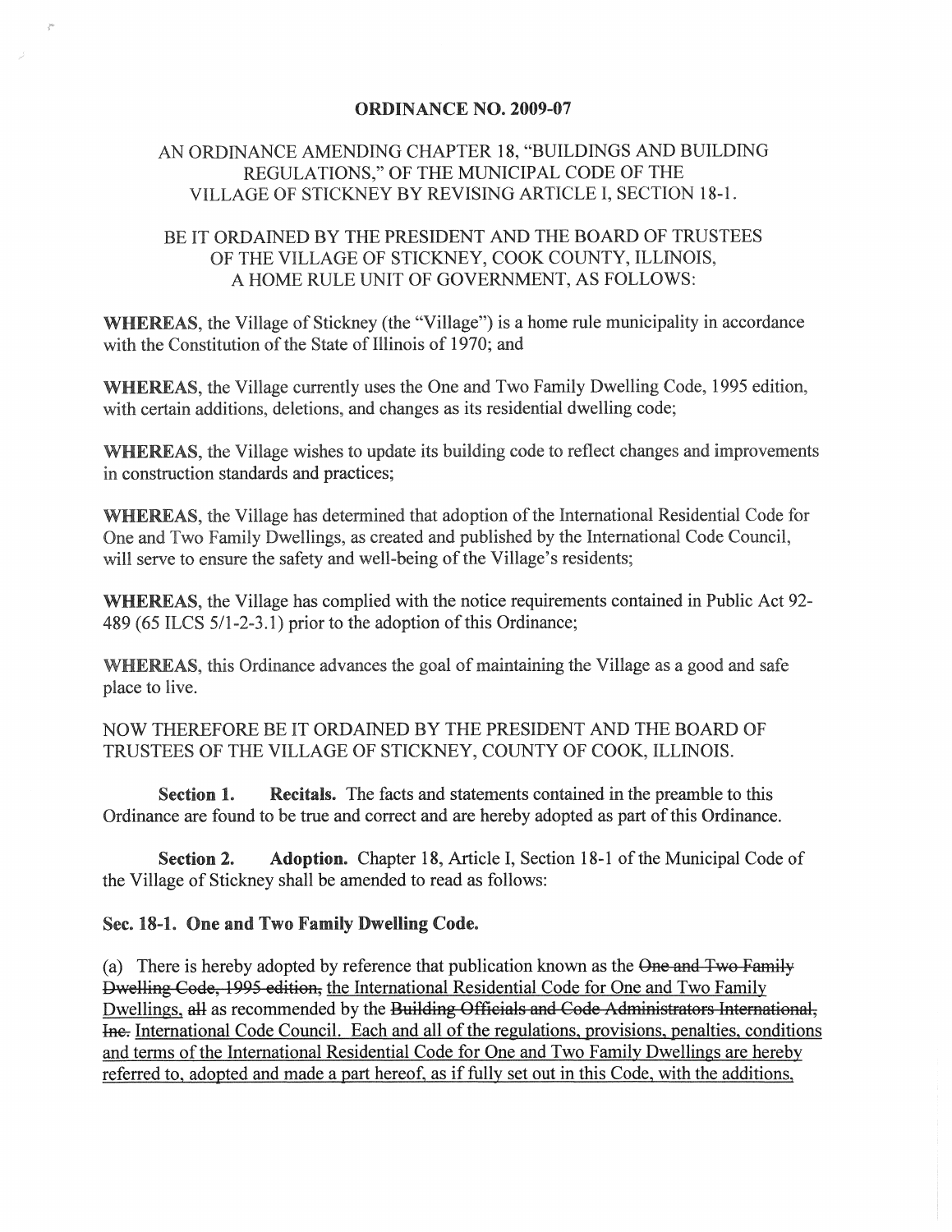# ORDINANCE NO. 2009-07

## AN ORDINANCE AMENDING CHAPTER 18, "BUILDINGS AND BUILDING REGULATIONS," OF THE MUNICIPAL CODE OF THE VILLAGE OF STICKNEY BY REVISING ARTICLE I, SECTION 18-1.

## BE IT ORDAINED BY THE PRESIDENT AND THE BOARD OF TRUSTEES OF THE VILLAGE OF STICKNEY, COOK COUNTY, ILLINOIS, A HOME RULE UNIT OF GOVERNMENT, AS FOLLOWS:

**WHEREAS**, the Village of Stickney (the "Village") is a home rule municipality in accordance with the Constitution of the State of Illinois of 1970; and

**WHEREAS**, the Village currently uses the One and Two Family Dwelling Code, 1995 edition, with certain additions, deletions, and changes as its residential dwelling code;

**WHEREAS**, the Village wishes to update its building code to reflect changes and improvements in construction standards and practices;

**WHEREAS**, the Village has determined that adoption of the International Residential Code for One and Two Family Dwellings, as created and published by the International Code Council, will serve to ensure the safety and well-being of the Village's residents;

**WHEREAS**, the Village has complied with the notice requirements contained in Public Act 92-489 (65 ILCS 5/1-2-3.1) prior to the adoption of this Ordinance;

**WHEREAS**, this Ordinance advances the goal of maintaining the Village as a good and safe place to live.

NOW THEREFORE BE IT ORDAINED BY THE PRESIDENT AND THE BOARD OF TRUSTEES OF THE VILLAGE OF STICKNEY, COUNTY OF COOK, ILLINOIS.

**Section 1. Recitals.** The facts and statements contained in the preamble to this Ordinance are found to be true and correct and are hereby adopted as part of this Ordinance.

**Section 2. Adoption.** Chapter 18, Article I, Section 18-1 of the Municipal Code of the Village of Stickney shall be amended to read as follows:

**Sec. 18-1. One and Two Family Dwelling Code.**

(a) There is hereby adopted by reference that publication known as the ~~One and Two Family Dwelling Code, 1995 edition,~~ <u>the International Residential Code for One and Two Family Dwellings,</u> ~~all~~ as recommended by the ~~Building Officials and Code Administrators International, Inc.~~ <u>International Code Council. Each and all of the regulations, provisions, penalties, conditions and terms of the International Residential Code for One and Two Family Dwellings are hereby referred to, adopted and made a part hereof, as if fully set out in this Code, with the additions,</u>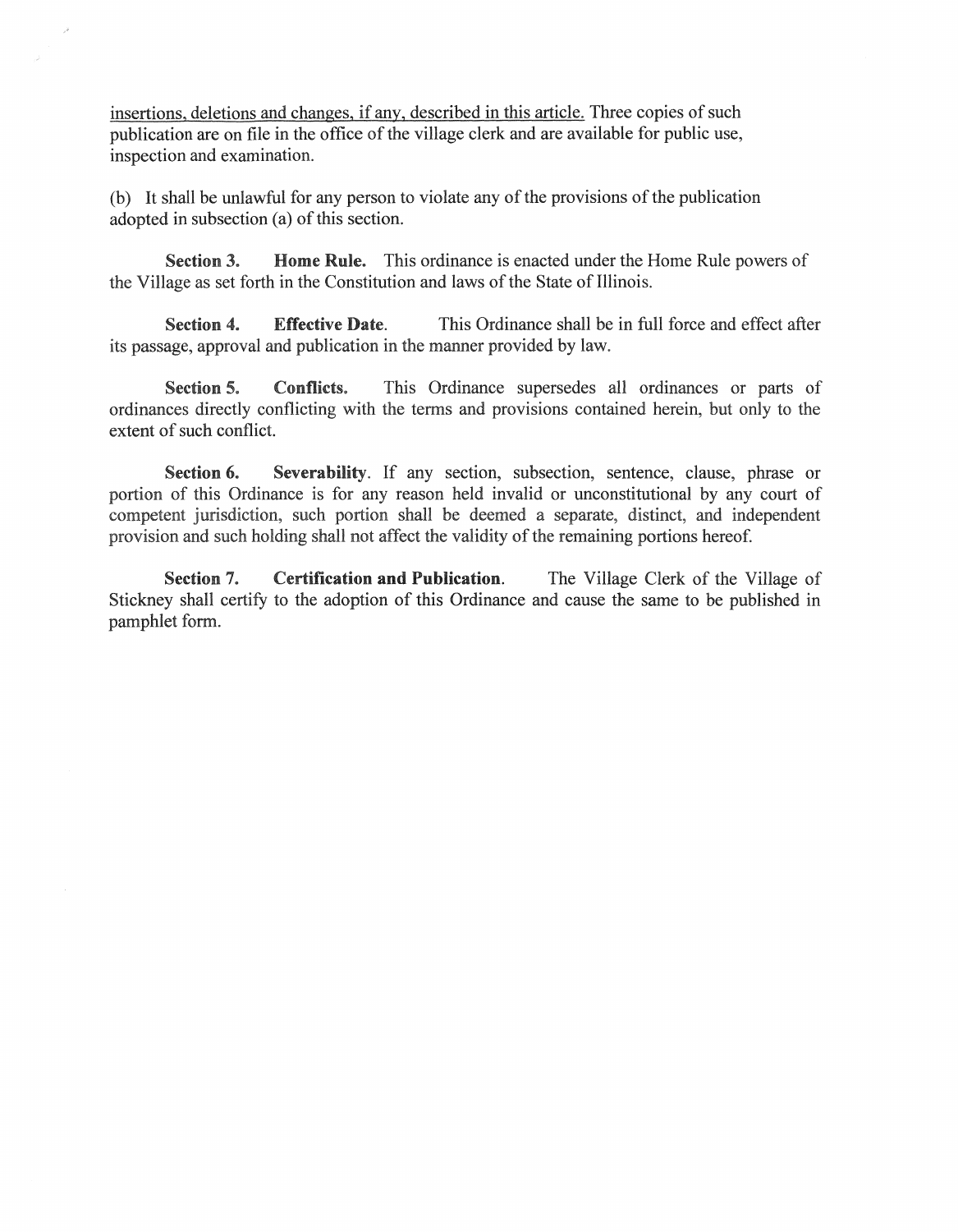insertions, deletions and changes, if any, described in this article. Three copies of such publication are on file in the office of the village clerk and are available for public use, inspection and examination.

(b) It shall be unlawful for any person to violate any of the provisions of the publication adopted in subsection (a) of this section.

**Section 3.** **Home Rule.** This ordinance is enacted under the Home Rule powers of the Village as set forth in the Constitution and laws of the State of Illinois.

**Section 4.** **Effective Date**. This Ordinance shall be in full force and effect after its passage, approval and publication in the manner provided by law.

**Section 5.** **Conflicts.** This Ordinance supersedes all ordinances or parts of ordinances directly conflicting with the terms and provisions contained herein, but only to the extent of such conflict.

**Section 6.** **Severability**. If any section, subsection, sentence, clause, phrase or portion of this Ordinance is for any reason held invalid or unconstitutional by any court of competent jurisdiction, such portion shall be deemed a separate, distinct, and independent provision and such holding shall not affect the validity of the remaining portions hereof.

**Section 7.** **Certification and Publication**. The Village Clerk of the Village of Stickney shall certify to the adoption of this Ordinance and cause the same to be published in pamphlet form.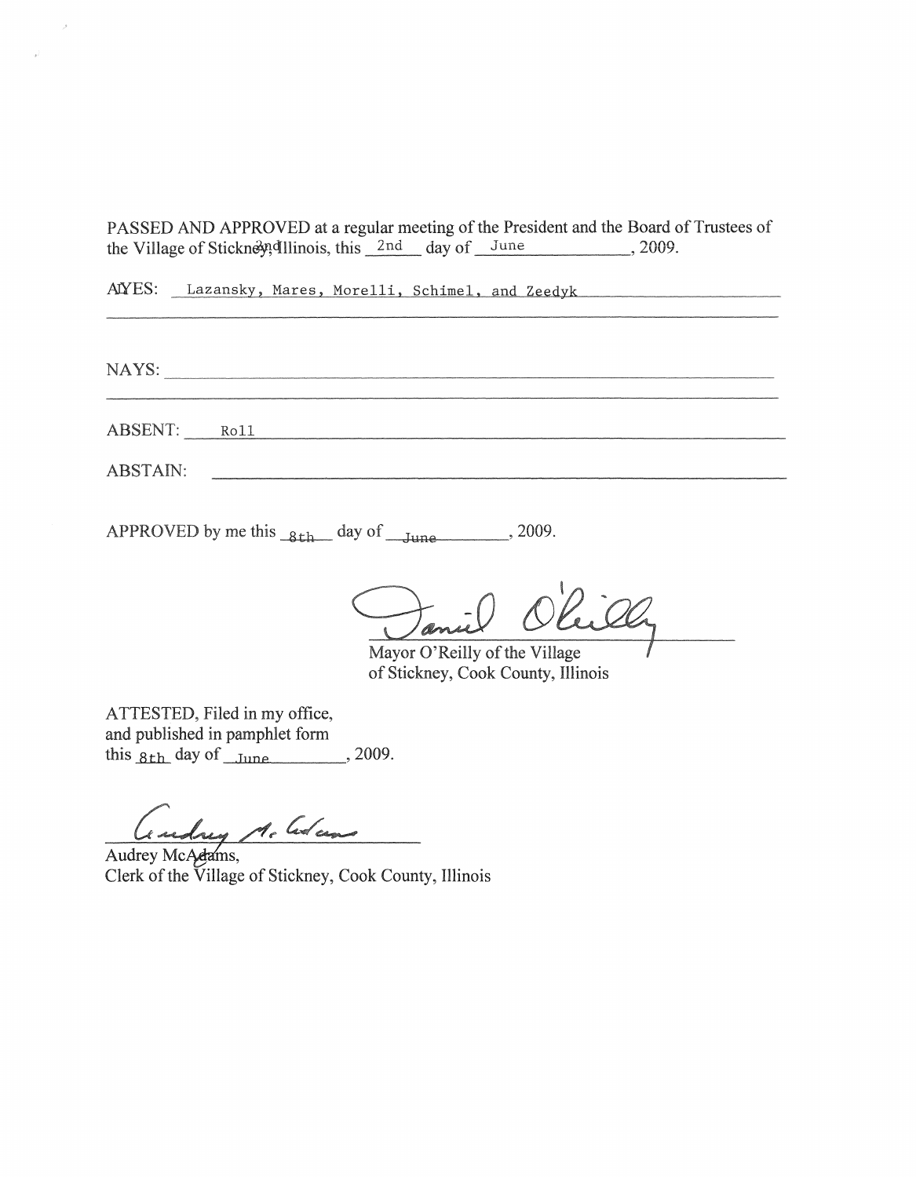PASSED AND APPROVED at a regular meeting of the President and the Board of Trustees of the Village of Stickney, Illinois, this 2nd day of June, 2009.

AYES: Lazansky, Mares, Morelli, Schimel, and Zeedyk

NAYS:

ABSENT: Roll

ABSTAIN:

APPROVED by me this 8th day of June, 2009.

Mayor O'Reilly of the Village
of Stickney, Cook County, Illinois

ATTESTED, Filed in my office,
and published in pamphlet form
this 8th day of June, 2009.

Audrey McAdams,
Clerk of the Village of Stickney, Cook County, Illinois